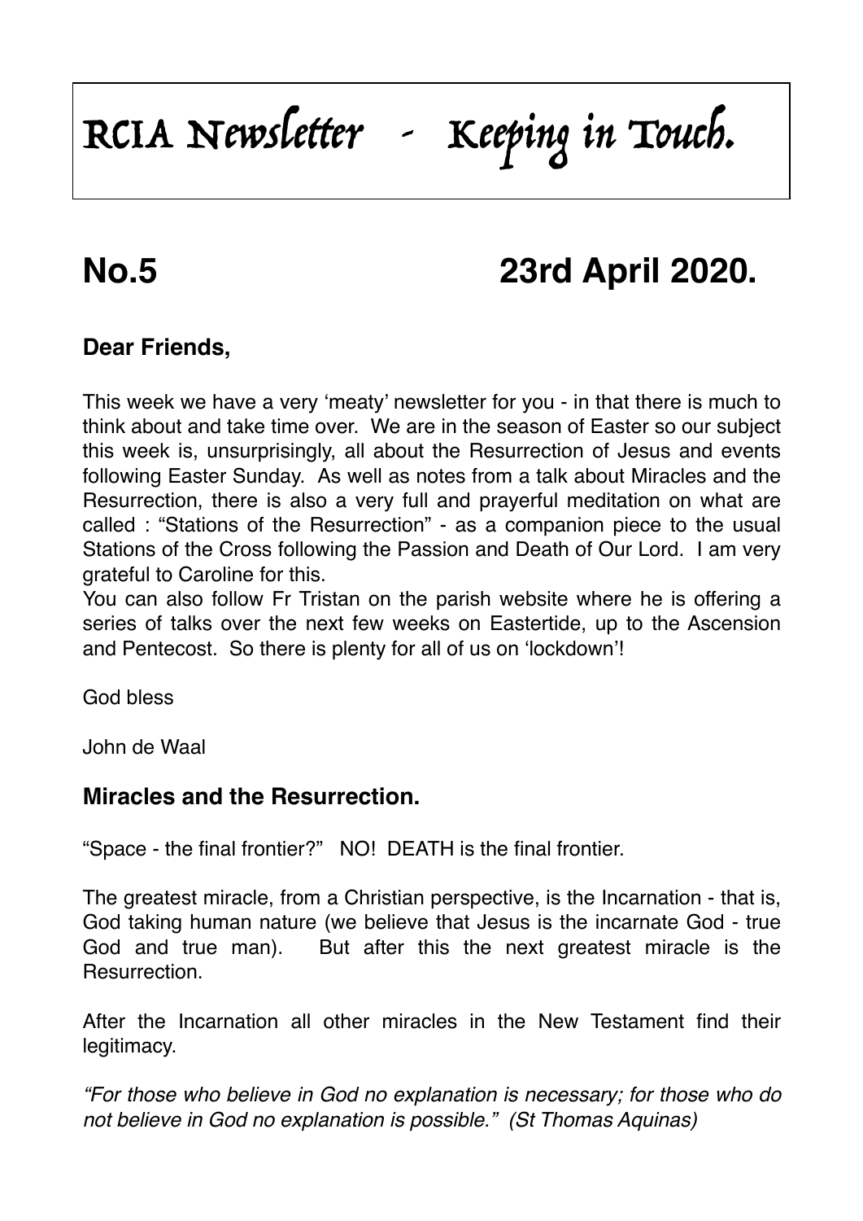# RCIA Newsletter - Keeping in Touch.

## No.5 23rd April 2020.

**Dear Friends,**

This week we have a very 'meaty' newsletter for you - in that there is much to think about and take time over. We are in the season of Easter so our subject this week is, unsurprisingly, all about the Resurrection of Jesus and events following Easter Sunday. As well as notes from a talk about Miracles and the Resurrection, there is also a very full and prayerful meditation on what are called : "Stations of the Resurrection" - as a companion piece to the usual Stations of the Cross following the Passion and Death of Our Lord. I am very grateful to Caroline for this.

You can also follow Fr Tristan on the parish website where he is offering a series of talks over the next few weeks on Eastertide, up to the Ascension and Pentecost. So there is plenty for all of us on 'lockdown'!

God bless

John de Waal

### Miracles and the Resurrection.

"Space - the final frontier?" NO! DEATH is the final frontier.

The greatest miracle, from a Christian perspective, is the Incarnation - that is, God taking human nature (we believe that Jesus is the incarnate God - true God and true man). But after this the next greatest miracle is the Resurrection.

After the Incarnation all other miracles in the New Testament find their legitimacy.

*"For those who believe in God no explanation is necessary; for those who do not believe in God no explanation is possible." (St Thomas Aquinas)*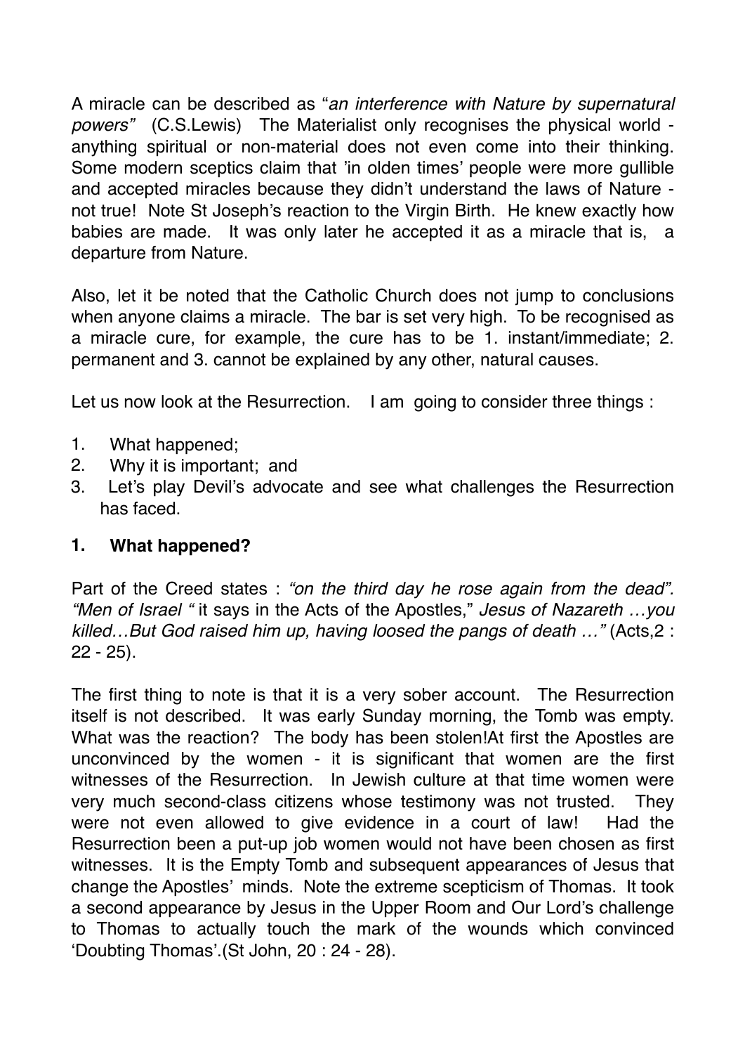A miracle can be described as "*an interference with Nature by supernatural powers"* (C.S.Lewis) The Materialist only recognises the physical world - anything spiritual or non-material does not even come into their thinking. Some modern sceptics claim that 'in olden times' people were more gullible and accepted miracles because they didn't understand the laws of Nature - not true! Note St Joseph's reaction to the Virgin Birth. He knew exactly how babies are made. It was only later he accepted it as a miracle that is, a departure from Nature.

Also, let it be noted that the Catholic Church does not jump to conclusions when anyone claims a miracle. The bar is set very high. To be recognised as a miracle cure, for example, the cure has to be 1. instant/immediate; 2. permanent and 3. cannot be explained by any other, natural causes.

Let us now look at the Resurrection. I am going to consider three things :

1. What happened;
2. Why it is important; and
3. Let's play Devil's advocate and see what challenges the Resurrection has faced.

## 1. What happened?

Part of the Creed states : *"on the third day he rose again from the dead". "Men of Israel "* it says in the Acts of the Apostles," *Jesus of Nazareth …you killed…But God raised him up, having loosed the pangs of death …"* (Acts,2 : 22 - 25).

The first thing to note is that it is a very sober account. The Resurrection itself is not described. It was early Sunday morning, the Tomb was empty. What was the reaction? The body has been stolen!At first the Apostles are unconvinced by the women - it is significant that women are the first witnesses of the Resurrection. In Jewish culture at that time women were very much second-class citizens whose testimony was not trusted. They were not even allowed to give evidence in a court of law! Had the Resurrection been a put-up job women would not have been chosen as first witnesses. It is the Empty Tomb and subsequent appearances of Jesus that change the Apostles' minds. Note the extreme scepticism of Thomas. It took a second appearance by Jesus in the Upper Room and Our Lord's challenge to Thomas to actually touch the mark of the wounds which convinced 'Doubting Thomas'.(St John, 20 : 24 - 28).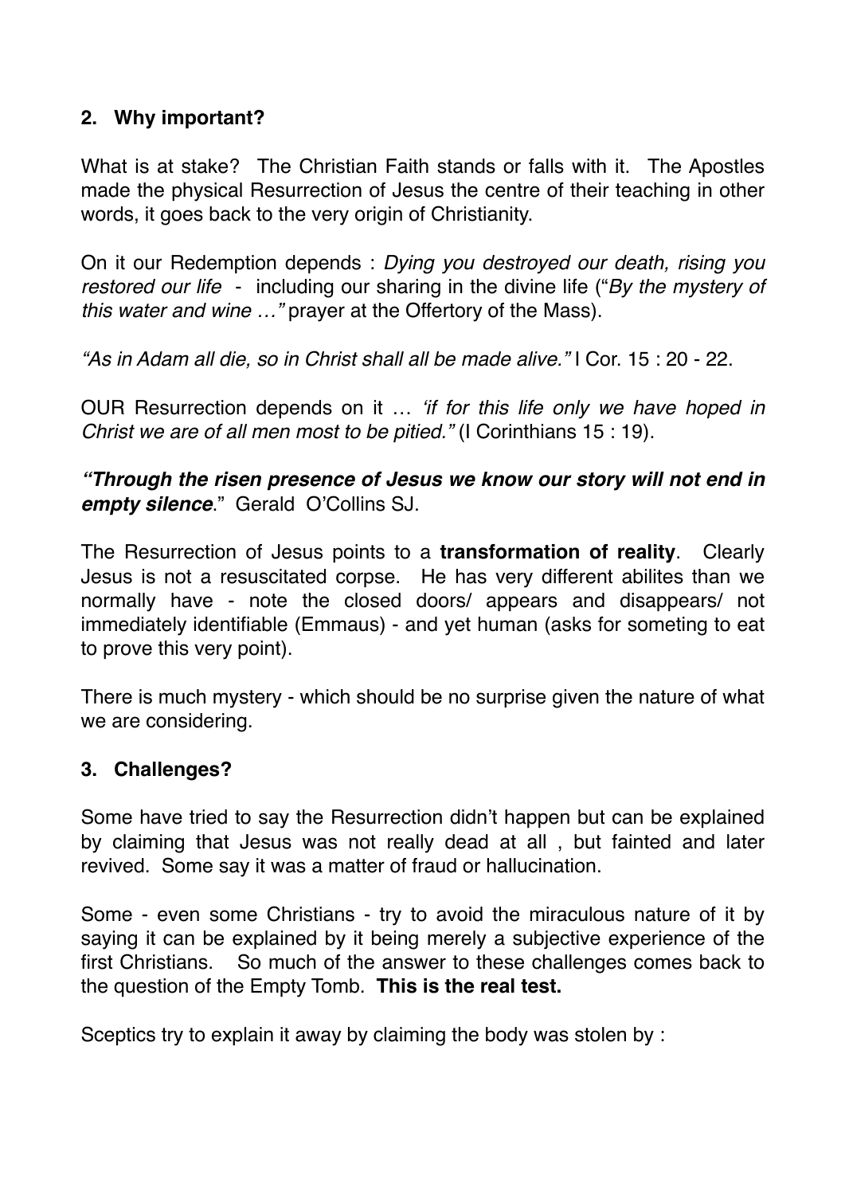## 2. Why important?

What is at stake? The Christian Faith stands or falls with it. The Apostles made the physical Resurrection of Jesus the centre of their teaching in other words, it goes back to the very origin of Christianity.

On it our Redemption depends : *Dying you destroyed our death, rising you restored our life* - including our sharing in the divine life ("*By the mystery of this water and wine …"* prayer at the Offertory of the Mass).

*"As in Adam all die, so in Christ shall all be made alive."* I Cor. 15 : 20 - 22.

OUR Resurrection depends on it … *'if for this life only we have hoped in Christ we are of all men most to be pitied."* (I Corinthians 15 : 19).

***"Through the risen presence of Jesus we know our story will not end in empty silence***." Gerald O'Collins SJ.

The Resurrection of Jesus points to a **transformation of reality**. Clearly Jesus is not a resuscitated corpse. He has very different abilites than we normally have - note the closed doors/ appears and disappears/ not immediately identifiable (Emmaus) - and yet human (asks for someting to eat to prove this very point).

There is much mystery - which should be no surprise given the nature of what we are considering.

## 3. Challenges?

Some have tried to say the Resurrection didn't happen but can be explained by claiming that Jesus was not really dead at all , but fainted and later revived. Some say it was a matter of fraud or hallucination.

Some - even some Christians - try to avoid the miraculous nature of it by saying it can be explained by it being merely a subjective experience of the first Christians. So much of the answer to these challenges comes back to the question of the Empty Tomb. **This is the real test.**

Sceptics try to explain it away by claiming the body was stolen by :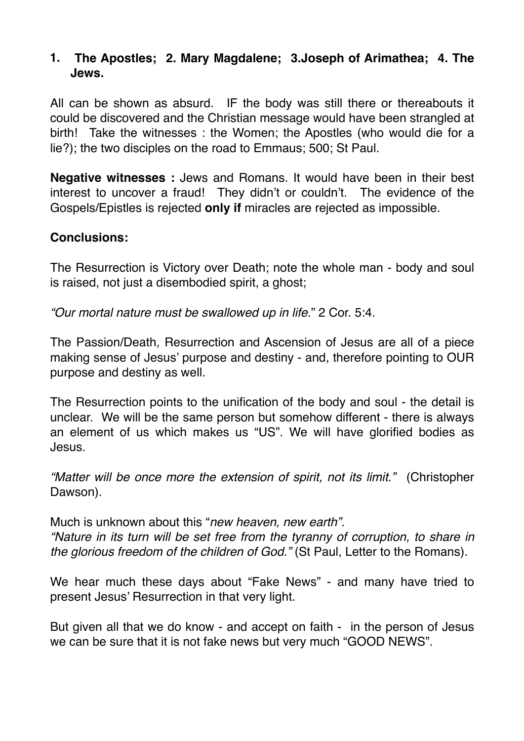**1. The Apostles; 2. Mary Magdalene; 3.Joseph of Arimathea; 4. The Jews.**

All can be shown as absurd. IF the body was still there or thereabouts it could be discovered and the Christian message would have been strangled at birth! Take the witnesses : the Women; the Apostles (who would die for a lie?); the two disciples on the road to Emmaus; 500; St Paul.

**Negative witnesses :** Jews and Romans. It would have been in their best interest to uncover a fraud! They didn't or couldn't. The evidence of the Gospels/Epistles is rejected **only if** miracles are rejected as impossible.

**Conclusions:**

The Resurrection is Victory over Death; note the whole man - body and soul is raised, not just a disembodied spirit, a ghost;

*"Our mortal nature must be swallowed up in life."* 2 Cor. 5:4.

The Passion/Death, Resurrection and Ascension of Jesus are all of a piece making sense of Jesus' purpose and destiny - and, therefore pointing to OUR purpose and destiny as well.

The Resurrection points to the unification of the body and soul - the detail is unclear. We will be the same person but somehow different - there is always an element of us which makes us "US". We will have glorified bodies as Jesus.

*"Matter will be once more the extension of spirit, not its limit."* (Christopher Dawson).

Much is unknown about this "*new heaven, new earth".*
*"Nature in its turn will be set free from the tyranny of corruption, to share in the glorious freedom of the children of God."* (St Paul, Letter to the Romans).

We hear much these days about "Fake News" - and many have tried to present Jesus' Resurrection in that very light.

But given all that we do know - and accept on faith - in the person of Jesus we can be sure that it is not fake news but very much "GOOD NEWS".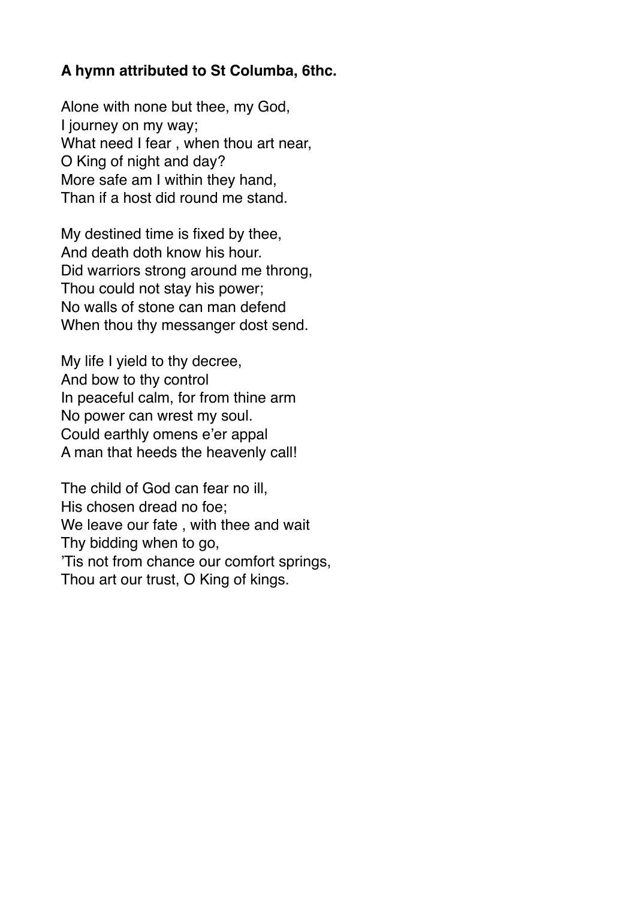**A hymn attributed to St Columba, 6thc.**

Alone with none but thee, my God,  
I journey on my way;  
What need I fear , when thou art near,  
O King of night and day?  
More safe am I within they hand,  
Than if a host did round me stand.

My destined time is fixed by thee,  
And death doth know his hour.  
Did warriors strong around me throng,  
Thou could not stay his power;  
No walls of stone can man defend  
When thou thy messanger dost send.

My life I yield to thy decree,  
And bow to thy control  
In peaceful calm, for from thine arm  
No power can wrest my soul.  
Could earthly omens e'er appal  
A man that heeds the heavenly call!

The child of God can fear no ill,  
His chosen dread no foe;  
We leave our fate , with thee and wait  
Thy bidding when to go,  
'Tis not from chance our comfort springs,  
Thou art our trust, O King of kings.